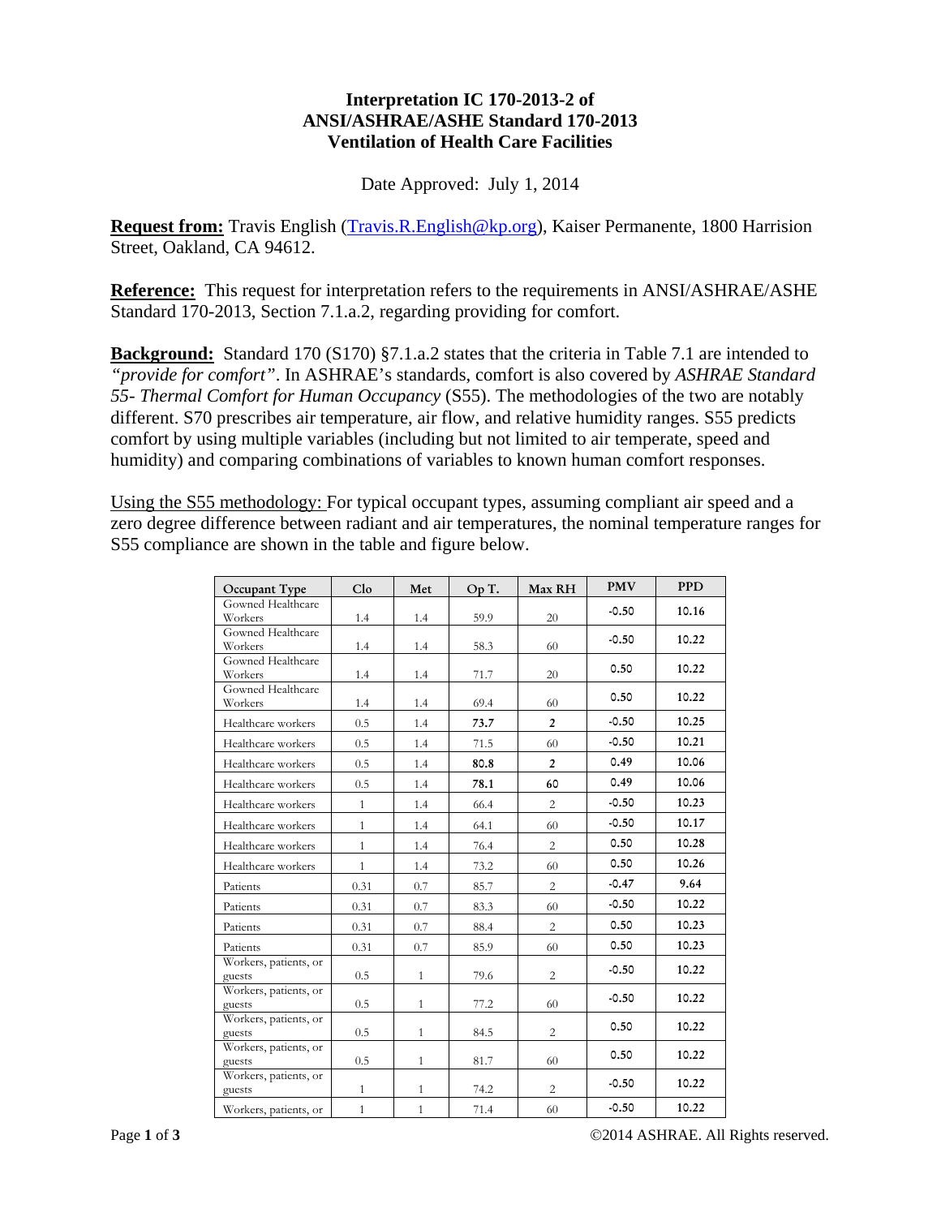**Interpretation IC 170-2013-2 of**
**ANSI/ASHRAE/ASHE Standard 170-2013**
**Ventilation of Health Care Facilities**

Date Approved: July 1, 2014

**Request from:** Travis English (Travis.R.English@kp.org), Kaiser Permanente, 1800 Harrision Street, Oakland, CA 94612.

**Reference:** This request for interpretation refers to the requirements in ANSI/ASHRAE/ASHE Standard 170-2013, Section 7.1.a.2, regarding providing for comfort.

**Background:** Standard 170 (S170) §7.1.a.2 states that the criteria in Table 7.1 are intended to *"provide for comfort"*. In ASHRAE's standards, comfort is also covered by *ASHRAE Standard 55- Thermal Comfort for Human Occupancy* (S55). The methodologies of the two are notably different. S70 prescribes air temperature, air flow, and relative humidity ranges. S55 predicts comfort by using multiple variables (including but not limited to air temperate, speed and humidity) and comparing combinations of variables to known human comfort responses.

Using the S55 methodology: For typical occupant types, assuming compliant air speed and a zero degree difference between radiant and air temperatures, the nominal temperature ranges for S55 compliance are shown in the table and figure below.

| Occupant Type | Clo | Met | Op T. | Max RH | PMV | PPD |
|---|---|---|---|---|---|---|
| Gowned Healthcare Workers | 1.4 | 1.4 | 59.9 | 20 | -0.50 | 10.16 |
| Gowned Healthcare Workers | 1.4 | 1.4 | 58.3 | 60 | -0.50 | 10.22 |
| Gowned Healthcare Workers | 1.4 | 1.4 | 71.7 | 20 | 0.50 | 10.22 |
| Gowned Healthcare Workers | 1.4 | 1.4 | 69.4 | 60 | 0.50 | 10.22 |
| Healthcare workers | 0.5 | 1.4 | **73.7** | **2** | -0.50 | 10.25 |
| Healthcare workers | 0.5 | 1.4 | 71.5 | 60 | -0.50 | 10.21 |
| Healthcare workers | 0.5 | 1.4 | **80.8** | **2** | 0.49 | 10.06 |
| Healthcare workers | 0.5 | 1.4 | **78.1** | **60** | 0.49 | 10.06 |
| Healthcare workers | 1 | 1.4 | 66.4 | 2 | -0.50 | 10.23 |
| Healthcare workers | 1 | 1.4 | 64.1 | 60 | -0.50 | 10.17 |
| Healthcare workers | 1 | 1.4 | 76.4 | 2 | 0.50 | 10.28 |
| Healthcare workers | 1 | 1.4 | 73.2 | 60 | 0.50 | 10.26 |
| Patients | 0.31 | 0.7 | 85.7 | 2 | -0.47 | 9.64 |
| Patients | 0.31 | 0.7 | 83.3 | 60 | -0.50 | 10.22 |
| Patients | 0.31 | 0.7 | 88.4 | 2 | 0.50 | 10.23 |
| Patients | 0.31 | 0.7 | 85.9 | 60 | 0.50 | 10.23 |
| Workers, patients, or guests | 0.5 | 1 | 79.6 | 2 | -0.50 | 10.22 |
| Workers, patients, or guests | 0.5 | 1 | 77.2 | 60 | -0.50 | 10.22 |
| Workers, patients, or guests | 0.5 | 1 | 84.5 | 2 | 0.50 | 10.22 |
| Workers, patients, or guests | 0.5 | 1 | 81.7 | 60 | 0.50 | 10.22 |
| Workers, patients, or guests | 1 | 1 | 74.2 | 2 | -0.50 | 10.22 |
| Workers, patients, or | 1 | 1 | 71.4 | 60 | -0.50 | 10.22 |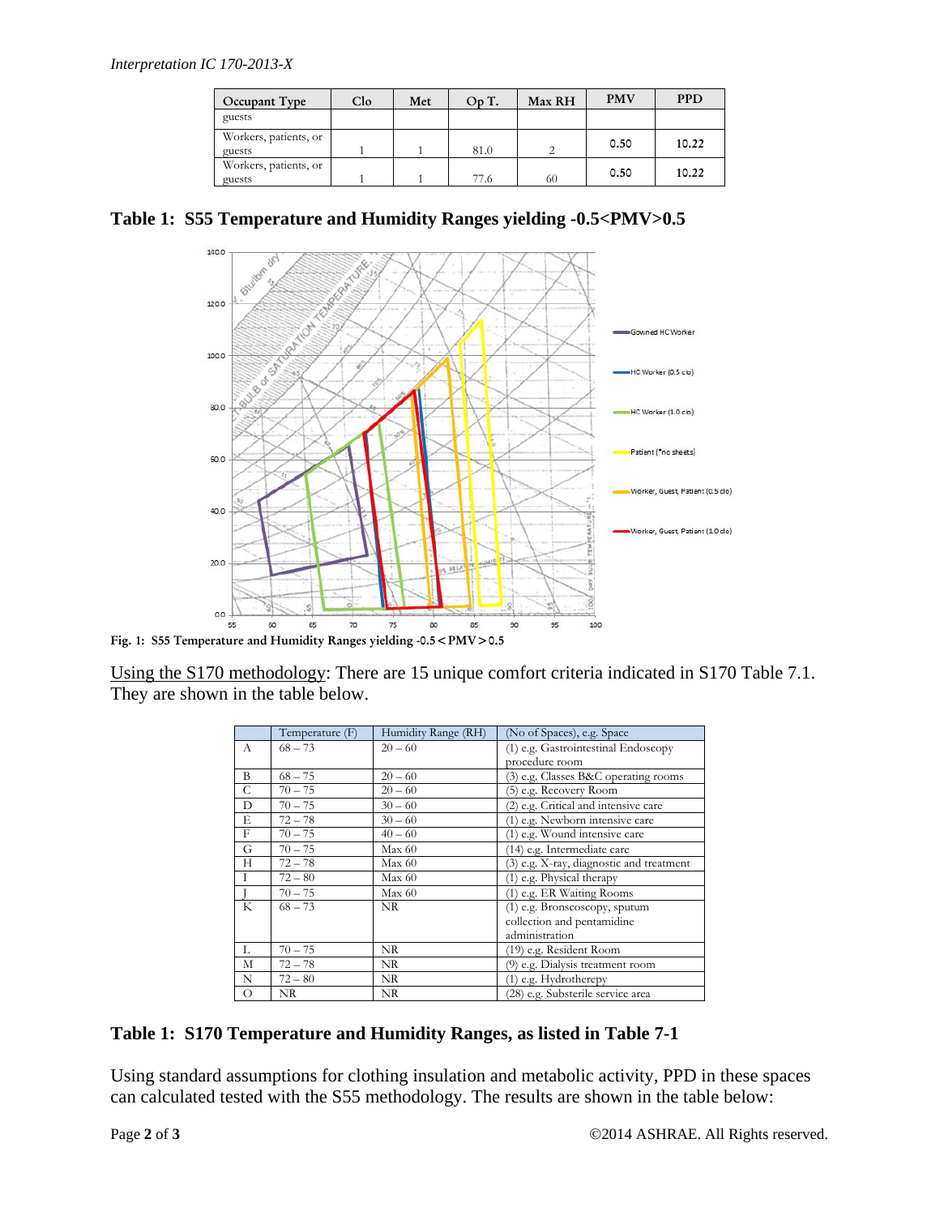| Occupant Type | Clo | Met | Op T. | Max RH | PMV | PPD |
|---|---|---|---|---|---|---|
| guests | | | | | | |
| Workers, patients, or guests | 1 | 1 | 81.0 | 2 | 0.50 | 10.22 |
| Workers, patients, or guests | 1 | 1 | 77.6 | 60 | 0.50 | 10.22 |

**Table 1: S55 Temperature and Humidity Ranges yielding -0.5<PMV>0.5**

**Fig. 1: S55 Temperature and Humidity Ranges yielding -0.5 < PMV > 0.5**

Using the S170 methodology: There are 15 unique comfort criteria indicated in S170 Table 7.1. They are shown in the table below.

| | Temperature (F) | Humidity Range (RH) | (No of Spaces), e.g. Space |
|---|---|---|---|
| A | 68 – 73 | 20 – 60 | (1) e.g. Gastrointestinal Endoscopy procedure room |
| B | 68 – 75 | 20 – 60 | (3) e.g. Classes B&C operating rooms |
| C | 70 – 75 | 20 – 60 | (5) e.g. Recovery Room |
| D | 70 – 75 | 30 – 60 | (2) e.g. Critical and intensive care |
| E | 72 – 78 | 30 – 60 | (1) e.g. Newborn intensive care |
| F | 70 – 75 | 40 – 60 | (1) e.g. Wound intensive care |
| G | 70 – 75 | Max 60 | (14) e.g. Intermediate care |
| H | 72 – 78 | Max 60 | (3) e.g. X-ray, diagnostic and treatment |
| I | 72 – 80 | Max 60 | (1) e.g. Physical therapy |
| J | 70 – 75 | Max 60 | (1) e.g. ER Waiting Rooms |
| K | 68 – 73 | NR | (1) e.g. Bronscoscopy, sputum collection and pentamidine administration |
| L | 70 – 75 | NR | (19) e.g. Resident Room |
| M | 72 – 78 | NR | (9) e.g. Dialysis treatment room |
| N | 72 – 80 | NR | (1) e.g. Hydrotherepy |
| O | NR | NR | (28) e.g. Substerile service area |

**Table 1: S170 Temperature and Humidity Ranges, as listed in Table 7-1**

Using standard assumptions for clothing insulation and metabolic activity, PPD in these spaces can calculated tested with the S55 methodology. The results are shown in the table below: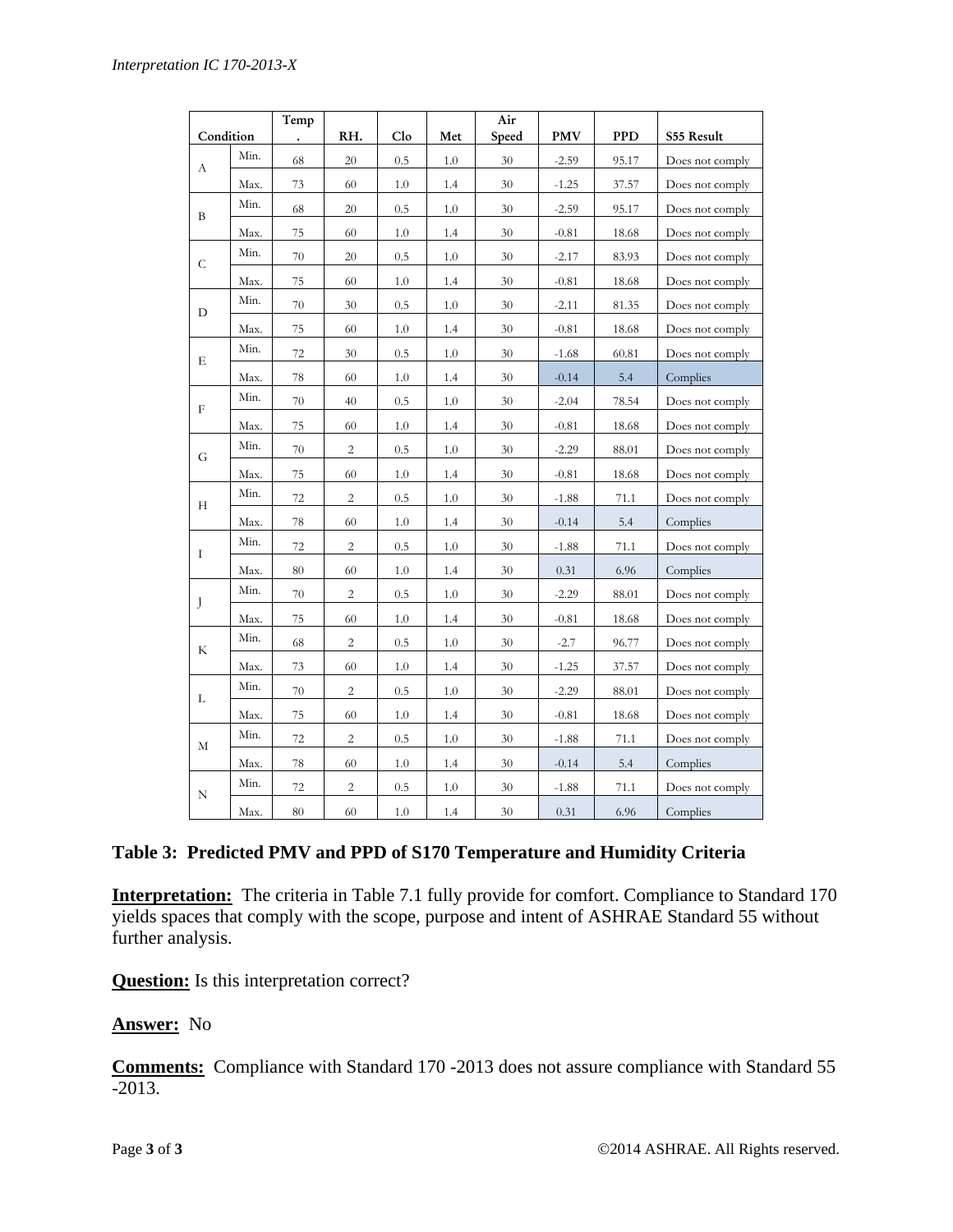| Condition | | Temp. | RH. | Clo | Met | Air Speed | PMV | PPD | S55 Result |
|---|---|---|---|---|---|---|---|---|---|
| A | Min. | 68 | 20 | 0.5 | 1.0 | 30 | -2.59 | 95.17 | Does not comply |
| | Max. | 73 | 60 | 1.0 | 1.4 | 30 | -1.25 | 37.57 | Does not comply |
| B | Min. | 68 | 20 | 0.5 | 1.0 | 30 | -2.59 | 95.17 | Does not comply |
| | Max. | 75 | 60 | 1.0 | 1.4 | 30 | -0.81 | 18.68 | Does not comply |
| C | Min. | 70 | 20 | 0.5 | 1.0 | 30 | -2.17 | 83.93 | Does not comply |
| | Max. | 75 | 60 | 1.0 | 1.4 | 30 | -0.81 | 18.68 | Does not comply |
| D | Min. | 70 | 30 | 0.5 | 1.0 | 30 | -2.11 | 81.35 | Does not comply |
| | Max. | 75 | 60 | 1.0 | 1.4 | 30 | -0.81 | 18.68 | Does not comply |
| E | Min. | 72 | 30 | 0.5 | 1.0 | 30 | -1.68 | 60.81 | Does not comply |
| | Max. | 78 | 60 | 1.0 | 1.4 | 30 | -0.14 | 5.4 | Complies |
| F | Min. | 70 | 40 | 0.5 | 1.0 | 30 | -2.04 | 78.54 | Does not comply |
| | Max. | 75 | 60 | 1.0 | 1.4 | 30 | -0.81 | 18.68 | Does not comply |
| G | Min. | 70 | 2 | 0.5 | 1.0 | 30 | -2.29 | 88.01 | Does not comply |
| | Max. | 75 | 60 | 1.0 | 1.4 | 30 | -0.81 | 18.68 | Does not comply |
| H | Min. | 72 | 2 | 0.5 | 1.0 | 30 | -1.88 | 71.1 | Does not comply |
| | Max. | 78 | 60 | 1.0 | 1.4 | 30 | -0.14 | 5.4 | Complies |
| I | Min. | 72 | 2 | 0.5 | 1.0 | 30 | -1.88 | 71.1 | Does not comply |
| | Max. | 80 | 60 | 1.0 | 1.4 | 30 | 0.31 | 6.96 | Complies |
| J | Min. | 70 | 2 | 0.5 | 1.0 | 30 | -2.29 | 88.01 | Does not comply |
| | Max. | 75 | 60 | 1.0 | 1.4 | 30 | -0.81 | 18.68 | Does not comply |
| K | Min. | 68 | 2 | 0.5 | 1.0 | 30 | -2.7 | 96.77 | Does not comply |
| | Max. | 73 | 60 | 1.0 | 1.4 | 30 | -1.25 | 37.57 | Does not comply |
| L | Min. | 70 | 2 | 0.5 | 1.0 | 30 | -2.29 | 88.01 | Does not comply |
| | Max. | 75 | 60 | 1.0 | 1.4 | 30 | -0.81 | 18.68 | Does not comply |
| M | Min. | 72 | 2 | 0.5 | 1.0 | 30 | -1.88 | 71.1 | Does not comply |
| | Max. | 78 | 60 | 1.0 | 1.4 | 30 | -0.14 | 5.4 | Complies |
| N | Min. | 72 | 2 | 0.5 | 1.0 | 30 | -1.88 | 71.1 | Does not comply |
| | Max. | 80 | 60 | 1.0 | 1.4 | 30 | 0.31 | 6.96 | Complies |

**Table 3: Predicted PMV and PPD of S170 Temperature and Humidity Criteria**

**Interpretation:** The criteria in Table 7.1 fully provide for comfort. Compliance to Standard 170 yields spaces that comply with the scope, purpose and intent of ASHRAE Standard 55 without further analysis.

**Question:** Is this interpretation correct?

**Answer:** No

**Comments:** Compliance with Standard 170 -2013 does not assure compliance with Standard 55 -2013.